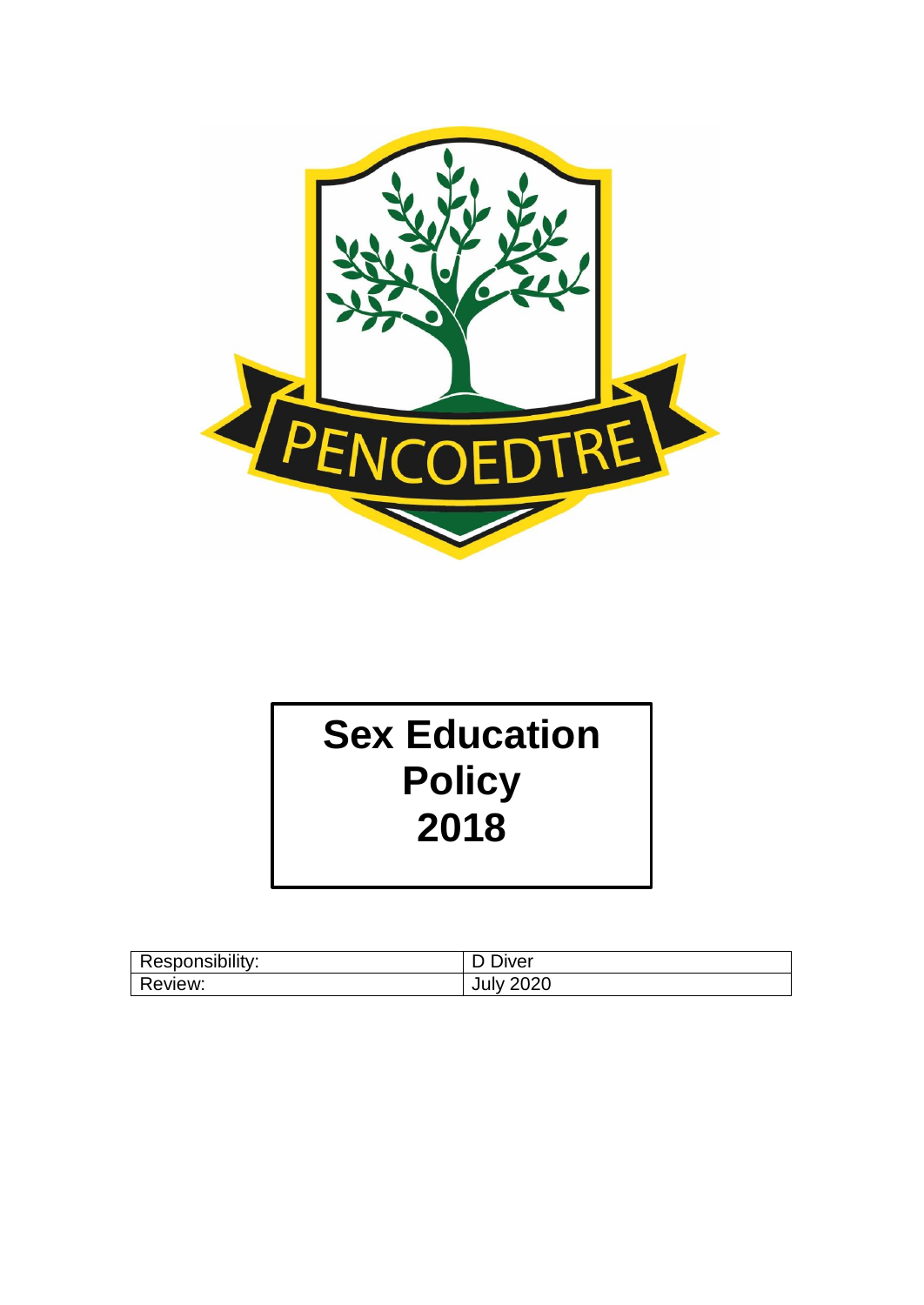PENCOEDTRE

# Sex Education Policy 2018

| Responsibility: | D Diver |
| --- | --- |
| Review: | July 2020 |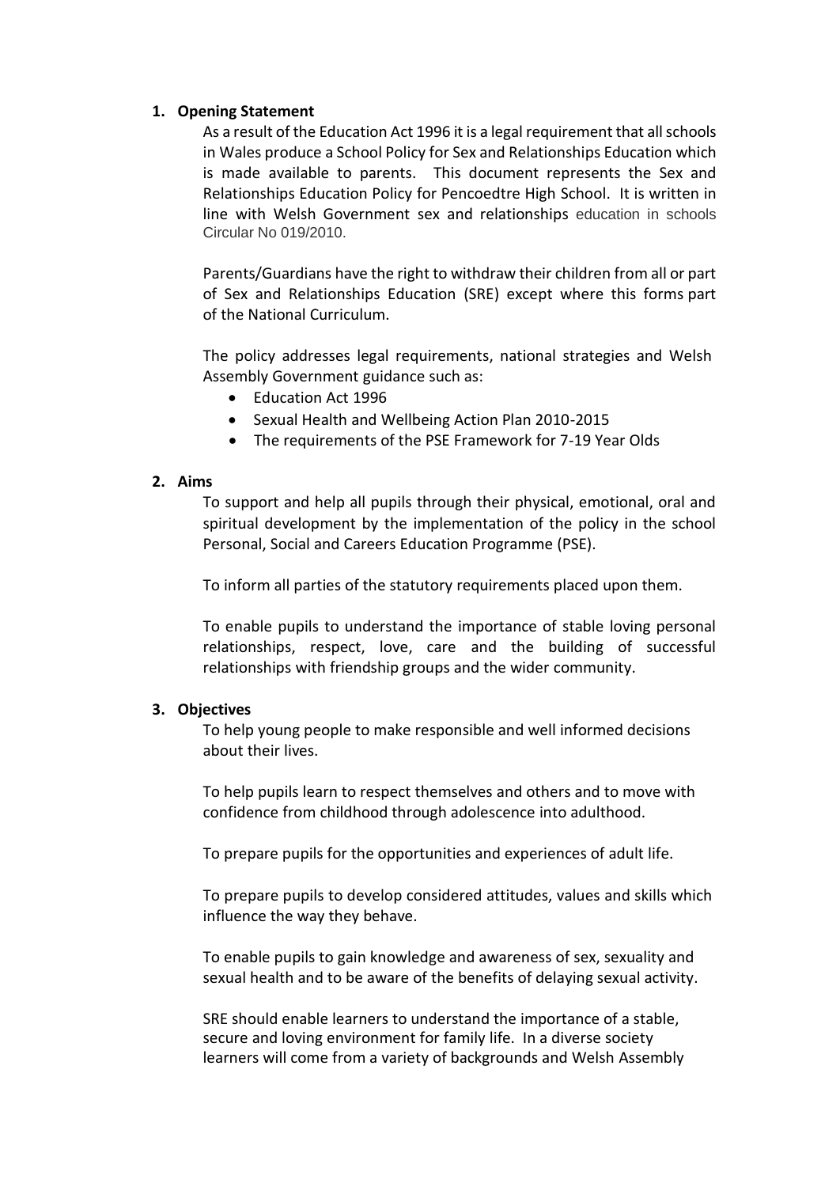1. **Opening Statement**

   As a result of the Education Act 1996 it is a legal requirement that all schools in Wales produce a School Policy for Sex and Relationships Education which is made available to parents. This document represents the Sex and Relationships Education Policy for Pencoedtre High School. It is written in line with Welsh Government sex and relationships education in schools Circular No 019/2010.

   Parents/Guardians have the right to withdraw their children from all or part of Sex and Relationships Education (SRE) except where this forms part of the National Curriculum.

   The policy addresses legal requirements, national strategies and Welsh Assembly Government guidance such as:

   - Education Act 1996
   - Sexual Health and Wellbeing Action Plan 2010-2015
   - The requirements of the PSE Framework for 7-19 Year Olds

2. **Aims**

   To support and help all pupils through their physical, emotional, oral and spiritual development by the implementation of the policy in the school Personal, Social and Careers Education Programme (PSE).

   To inform all parties of the statutory requirements placed upon them.

   To enable pupils to understand the importance of stable loving personal relationships, respect, love, care and the building of successful relationships with friendship groups and the wider community.

3. **Objectives**

   To help young people to make responsible and well informed decisions about their lives.

   To help pupils learn to respect themselves and others and to move with confidence from childhood through adolescence into adulthood.

   To prepare pupils for the opportunities and experiences of adult life.

   To prepare pupils to develop considered attitudes, values and skills which influence the way they behave.

   To enable pupils to gain knowledge and awareness of sex, sexuality and sexual health and to be aware of the benefits of delaying sexual activity.

   SRE should enable learners to understand the importance of a stable, secure and loving environment for family life. In a diverse society learners will come from a variety of backgrounds and Welsh Assembly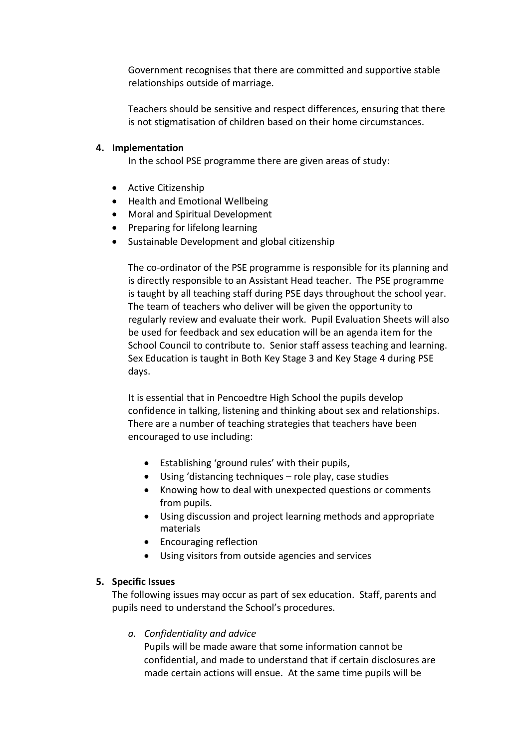Government recognises that there are committed and supportive stable relationships outside of marriage.

Teachers should be sensitive and respect differences, ensuring that there is not stigmatisation of children based on their home circumstances.

**4. Implementation**

In the school PSE programme there are given areas of study:

- Active Citizenship
- Health and Emotional Wellbeing
- Moral and Spiritual Development
- Preparing for lifelong learning
- Sustainable Development and global citizenship

The co-ordinator of the PSE programme is responsible for its planning and is directly responsible to an Assistant Head teacher. The PSE programme is taught by all teaching staff during PSE days throughout the school year. The team of teachers who deliver will be given the opportunity to regularly review and evaluate their work. Pupil Evaluation Sheets will also be used for feedback and sex education will be an agenda item for the School Council to contribute to. Senior staff assess teaching and learning. Sex Education is taught in Both Key Stage 3 and Key Stage 4 during PSE days.

It is essential that in Pencoedtre High School the pupils develop confidence in talking, listening and thinking about sex and relationships. There are a number of teaching strategies that teachers have been encouraged to use including:

- Establishing 'ground rules' with their pupils,
- Using 'distancing techniques – role play, case studies
- Knowing how to deal with unexpected questions or comments from pupils.
- Using discussion and project learning methods and appropriate materials
- Encouraging reflection
- Using visitors from outside agencies and services

**5. Specific Issues**

The following issues may occur as part of sex education. Staff, parents and pupils need to understand the School's procedures.

*a. Confidentiality and advice*

Pupils will be made aware that some information cannot be confidential, and made to understand that if certain disclosures are made certain actions will ensue. At the same time pupils will be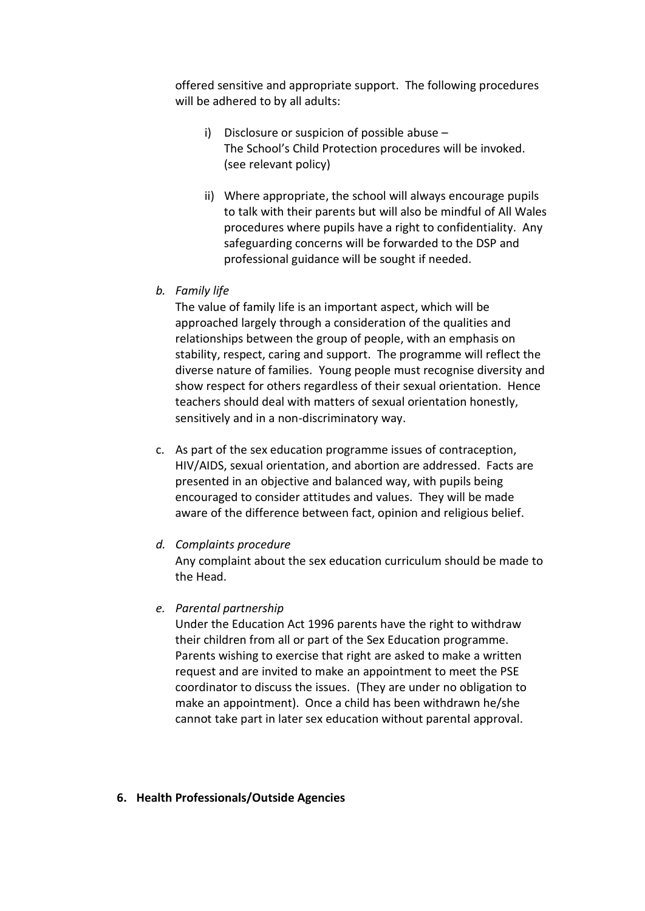offered sensitive and appropriate support. The following procedures will be adhered to by all adults:

i) Disclosure or suspicion of possible abuse –
The School's Child Protection procedures will be invoked. (see relevant policy)

ii) Where appropriate, the school will always encourage pupils to talk with their parents but will also be mindful of All Wales procedures where pupils have a right to confidentiality. Any safeguarding concerns will be forwarded to the DSP and professional guidance will be sought if needed.

*b. Family life*

The value of family life is an important aspect, which will be approached largely through a consideration of the qualities and relationships between the group of people, with an emphasis on stability, respect, caring and support. The programme will reflect the diverse nature of families. Young people must recognise diversity and show respect for others regardless of their sexual orientation. Hence teachers should deal with matters of sexual orientation honestly, sensitively and in a non-discriminatory way.

c. As part of the sex education programme issues of contraception, HIV/AIDS, sexual orientation, and abortion are addressed. Facts are presented in an objective and balanced way, with pupils being encouraged to consider attitudes and values. They will be made aware of the difference between fact, opinion and religious belief.

*d. Complaints procedure*

Any complaint about the sex education curriculum should be made to the Head.

*e. Parental partnership*

Under the Education Act 1996 parents have the right to withdraw their children from all or part of the Sex Education programme. Parents wishing to exercise that right are asked to make a written request and are invited to make an appointment to meet the PSE coordinator to discuss the issues. (They are under no obligation to make an appointment). Once a child has been withdrawn he/she cannot take part in later sex education without parental approval.

**6. Health Professionals/Outside Agencies**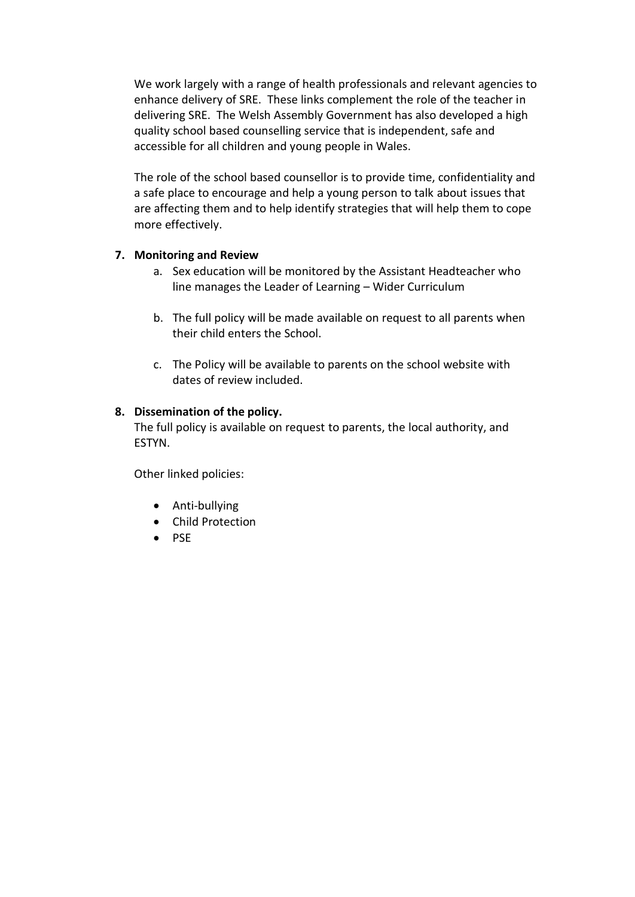We work largely with a range of health professionals and relevant agencies to enhance delivery of SRE. These links complement the role of the teacher in delivering SRE. The Welsh Assembly Government has also developed a high quality school based counselling service that is independent, safe and accessible for all children and young people in Wales.

The role of the school based counsellor is to provide time, confidentiality and a safe place to encourage and help a young person to talk about issues that are affecting them and to help identify strategies that will help them to cope more effectively.

**7. Monitoring and Review**

a. Sex education will be monitored by the Assistant Headteacher who line manages the Leader of Learning – Wider Curriculum

b. The full policy will be made available on request to all parents when their child enters the School.

c. The Policy will be available to parents on the school website with dates of review included.

**8. Dissemination of the policy.**

The full policy is available on request to parents, the local authority, and ESTYN.

Other linked policies:

- Anti-bullying
- Child Protection
- PSE